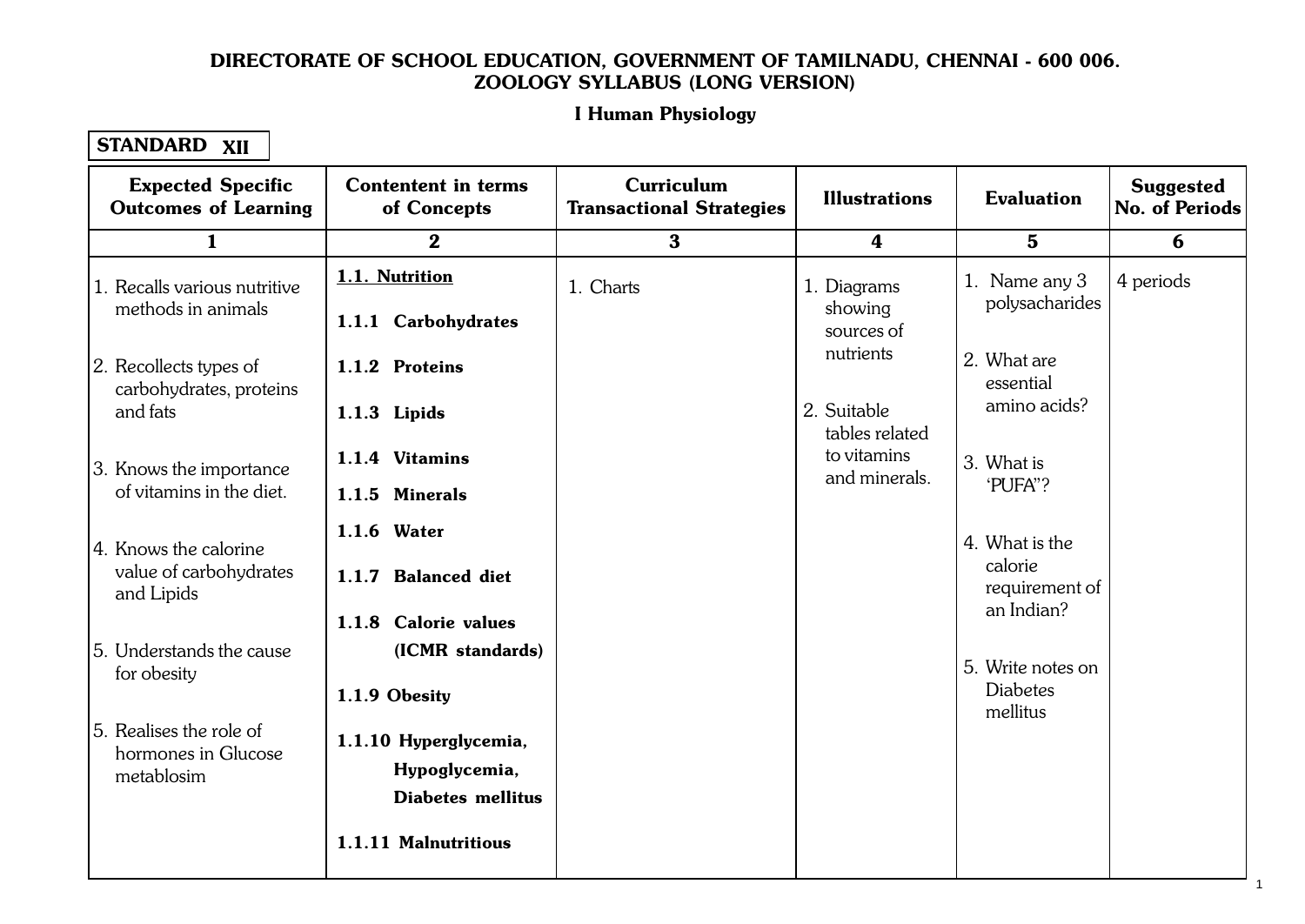# DIRECTORATE OF SCHOOL EDUCATION, GOVERNMENT OF TAMILNADU, CHENNAI - 600 006.
## ZOOLOGY SYLLABUS (LONG VERSION)

### I Human Physiology

**STANDARD XII**

| Expected Specific Outcomes of Learning | Contentent in terms of Concepts | Curriculum Transactional Strategies | Illustrations | Evaluation | Suggested No. of Periods |
|---|---|---|---|---|---|
| 1 | 2 | 3 | 4 | 5 | 6 |
| 1. Recalls various nutritive methods in animals<br>2. Recollects types of carbohydrates, proteins and fats<br>3. Knows the importance of vitamins in the diet.<br>4. Knows the calorine value of carbohydrates and Lipids<br>5. Understands the cause for obesity<br>5. Realises the role of hormones in Glucose metablosim | **1.1. Nutrition**<br>**1.1.1 Carbohydrates**<br>**1.1.2 Proteins**<br>**1.1.3 Lipids**<br>**1.1.4 Vitamins**<br>**1.1.5 Minerals**<br>**1.1.6 Water**<br>**1.1.7 Balanced diet**<br>**1.1.8 Calorie values (ICMR standards)**<br>**1.1.9 Obesity**<br>**1.1.10 Hyperglycemia, Hypoglycemia, Diabetes mellitus**<br>**1.1.11 Malnutritious** | 1. Charts | 1. Diagrams showing sources of nutrients<br>2. Suitable tables related to vitamins and minerals. | 1. Name any 3 polysacharides<br>2. What are essential amino acids?<br>3. What is 'PUFA"?<br>4. What is the calorie requirement of an Indian?<br>5. Write notes on Diabetes mellitus | 4 periods |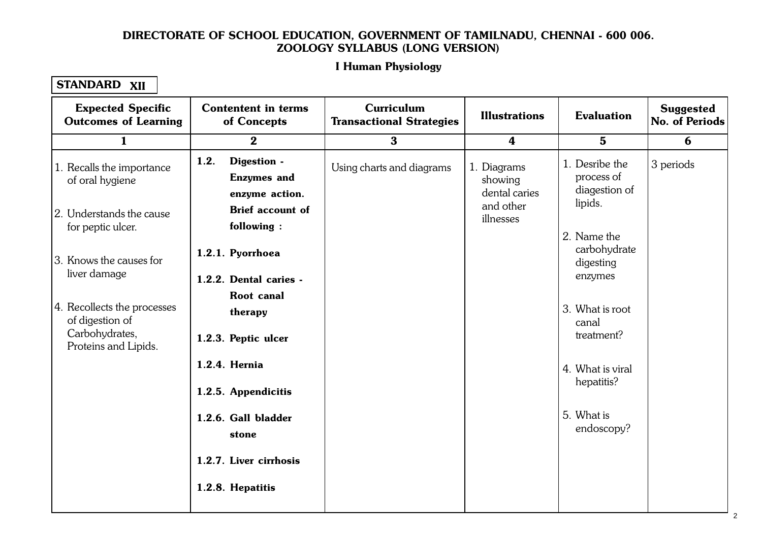# DIRECTORATE OF SCHOOL EDUCATION, GOVERNMENT OF TAMILNADU, CHENNAI - 600 006.
## ZOOLOGY SYLLABUS (LONG VERSION)

### I Human Physiology

**STANDARD XII**

| Expected Specific Outcomes of Learning | Contentent in terms of Concepts | Curriculum Transactional Strategies | Illustrations | Evaluation | Suggested No. of Periods |
|---|---|---|---|---|---|
| 1 | 2 | 3 | 4 | 5 | 6 |
| 1. Recalls the importance of oral hygiene<br><br>2. Understands the cause for peptic ulcer.<br><br>3. Knows the causes for liver damage<br><br>4. Recollects the processes of digestion of Carbohydrates, Proteins and Lipids. | **1.2. Digestion - Enzymes and enzyme action. Brief account of following :**<br><br>**1.2.1. Pyorrhoea**<br><br>**1.2.2. Dental caries - Root canal therapy**<br><br>**1.2.3. Peptic ulcer**<br><br>**1.2.4. Hernia**<br><br>**1.2.5. Appendicitis**<br><br>**1.2.6. Gall bladder stone**<br><br>**1.2.7. Liver cirrhosis**<br><br>**1.2.8. Hepatitis** | Using charts and diagrams | 1. Diagrams showing dental caries and other illnesses | 1. Desribe the process of diagestion of lipids.<br><br>2. Name the carbohydrate digesting enzymes<br><br>3. What is root canal treatment?<br><br>4. What is viral hepatitis?<br><br>5. What is endoscopy? | 3 periods |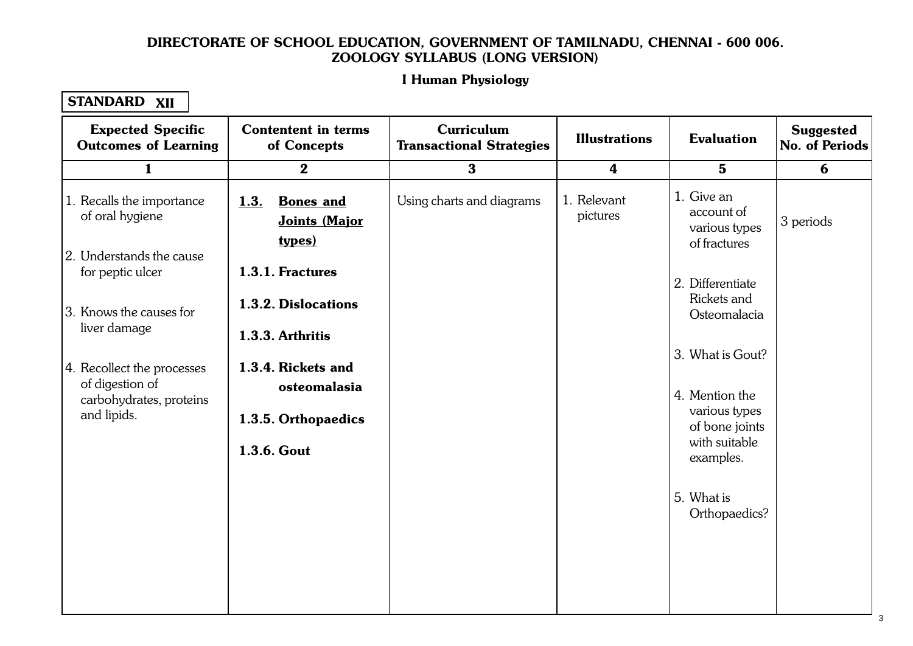**DIRECTORATE OF SCHOOL EDUCATION, GOVERNMENT OF TAMILNADU, CHENNAI - 600 006.**
**ZOOLOGY SYLLABUS (LONG VERSION)**

**I Human Physiology**

**STANDARD XII**

| Expected Specific Outcomes of Learning | Contentent in terms of Concepts | Curriculum Transactional Strategies | Illustrations | Evaluation | Suggested No. of Periods |
|---|---|---|---|---|---|
| 1 | 2 | 3 | 4 | 5 | 6 |
| 1. Recalls the importance of oral hygiene<br><br>2. Understands the cause for peptic ulcer<br><br>3. Knows the causes for liver damage<br><br>4. Recollect the processes of digestion of carbohydrates, proteins and lipids. | **1.3. Bones and Joints (Major types)**<br><br>**1.3.1. Fractures**<br><br>**1.3.2. Dislocations**<br><br>**1.3.3. Arthritis**<br><br>**1.3.4. Rickets and osteomalasia**<br><br>**1.3.5. Orthopaedics**<br><br>**1.3.6. Gout** | Using charts and diagrams | 1. Relevant pictures | 1. Give an account of various types of fractures<br><br>2. Differentiate Rickets and Osteomalacia<br><br>3. What is Gout?<br><br>4. Mention the various types of bone joints with suitable examples.<br><br>5. What is Orthopaedics? | 3 periods |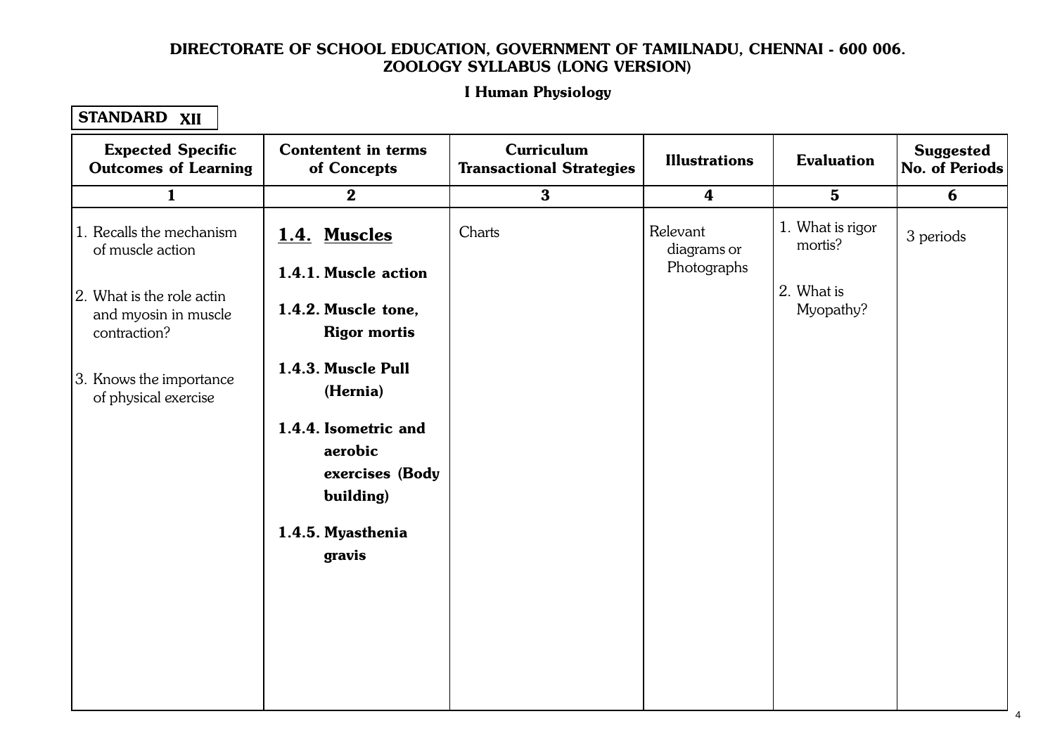**DIRECTORATE OF SCHOOL EDUCATION, GOVERNMENT OF TAMILNADU, CHENNAI - 600 006.**
**ZOOLOGY SYLLABUS (LONG VERSION)**

**I Human Physiology**

**STANDARD XII**

| Expected Specific Outcomes of Learning | Contentent in terms of Concepts | Curriculum Transactional Strategies | Illustrations | Evaluation | Suggested No. of Periods |
|---|---|---|---|---|---|
| 1 | 2 | 3 | 4 | 5 | 6 |
| 1. Recalls the mechanism of muscle action<br><br>2. What is the role actin and myosin in muscle contraction?<br><br>3. Knows the importance of physical exercise | **1.4. Muscles**<br><br>**1.4.1. Muscle action**<br><br>**1.4.2. Muscle tone, Rigor mortis**<br><br>**1.4.3. Muscle Pull (Hernia)**<br><br>**1.4.4. Isometric and aerobic exercises (Body building)**<br><br>**1.4.5. Myasthenia gravis** | Charts | Relevant diagrams or Photographs | 1. What is rigor mortis?<br><br>2. What is Myopathy? | 3 periods |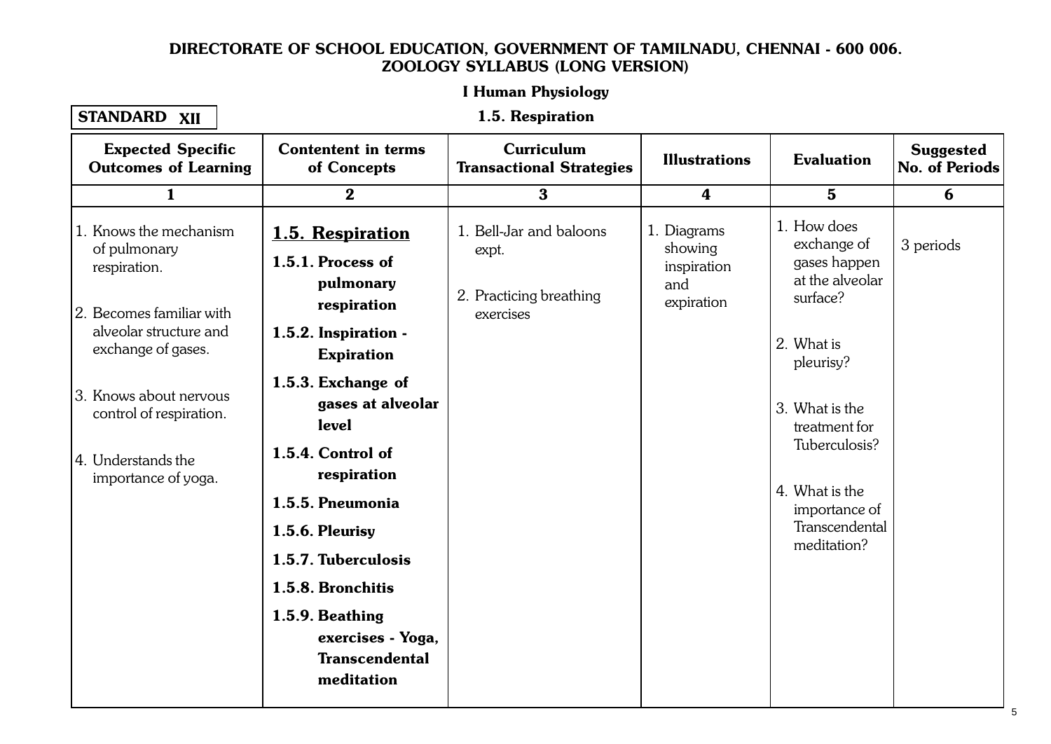**DIRECTORATE OF SCHOOL EDUCATION, GOVERNMENT OF TAMILNADU, CHENNAI - 600 006.**
**ZOOLOGY SYLLABUS (LONG VERSION)**

**I Human Physiology**

**STANDARD XII**

**1.5. Respiration**

| Expected Specific Outcomes of Learning | Contentent in terms of Concepts | Curriculum Transactional Strategies | Illustrations | Evaluation | Suggested No. of Periods |
|---|---|---|---|---|---|
| 1 | 2 | 3 | 4 | 5 | 6 |
| 1. Knows the mechanism of pulmonary respiration.<br><br>2. Becomes familiar with alveolar structure and exchange of gases.<br><br>3. Knows about nervous control of respiration.<br><br>4. Understands the importance of yoga. | **1.5. Respiration**<br>**1.5.1. Process of pulmonary respiration**<br>**1.5.2. Inspiration - Expiration**<br>**1.5.3. Exchange of gases at alveolar level**<br>**1.5.4. Control of respiration**<br>**1.5.5. Pneumonia**<br>**1.5.6. Pleurisy**<br>**1.5.7. Tuberculosis**<br>**1.5.8. Bronchitis**<br>**1.5.9. Beathing exercises - Yoga, Transcendental meditation** | 1. Bell-Jar and baloons expt.<br><br>2. Practicing breathing exercises | 1. Diagrams showing inspiration and expiration | 1. How does exchange of gases happen at the alveolar surface?<br><br>2. What is pleurisy?<br><br>3. What is the treatment for Tuberculosis?<br><br>4. What is the importance of Transcendental meditation? | 3 periods |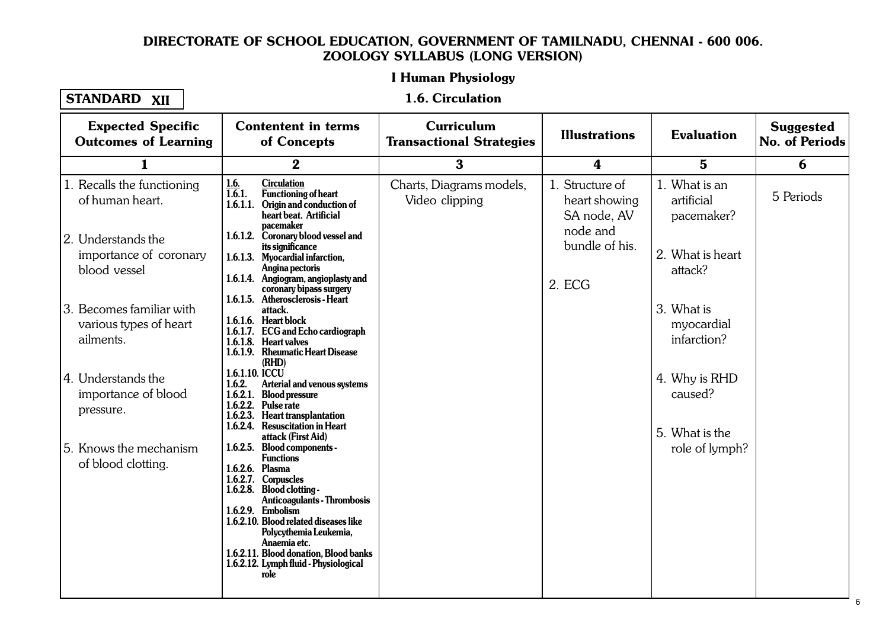**DIRECTORATE OF SCHOOL EDUCATION, GOVERNMENT OF TAMILNADU, CHENNAI - 600 006.**
**ZOOLOGY SYLLABUS (LONG VERSION)**

**I Human Physiology**

**STANDARD XII**

**1.6. Circulation**

| Expected Specific Outcomes of Learning | Contentent in terms of Concepts | Curriculum Transactional Strategies | Illustrations | Evaluation | Suggested No. of Periods |
|---|---|---|---|---|---|
| 1 | 2 | 3 | 4 | 5 | 6 |
| 1. Recalls the functioning of human heart.<br><br>2. Understands the importance of coronary blood vessel<br><br>3. Becomes familiar with various types of heart ailments.<br><br>4. Understands the importance of blood pressure.<br><br>5. Knows the mechanism of blood clotting. | **1.6. Circulation**<br>**1.6.1. Functioning of heart**<br>**1.6.1.1. Origin and conduction of heart beat. Artificial pacemaker**<br>**1.6.1.2. Coronary blood vessel and its significance**<br>**1.6.1.3. Myocardial infarction, Angina pectoris**<br>**1.6.1.4. Angiogram, angioplasty and coronary bipass surgery**<br>**1.6.1.5. Atherosclerosis - Heart attack.**<br>**1.6.1.6. Heart block**<br>**1.6.1.7. ECG and Echo cardiograph**<br>**1.6.1.8. Heart valves**<br>**1.6.1.9. Rheumatic Heart Disease (RHD)**<br>**1.6.1.10. ICCU**<br>**1.6.2. Arterial and venous systems**<br>**1.6.2.1. Blood pressure**<br>**1.6.2.2. Pulse rate**<br>**1.6.2.3. Heart transplantation**<br>**1.6.2.4. Resuscitation in Heart attack (First Aid)**<br>**1.6.2.5. Blood components - Functions**<br>**1.6.2.6. Plasma**<br>**1.6.2.7. Corpuscles**<br>**1.6.2.8. Blood clotting - Anticoagulants - Thrombosis**<br>**1.6.2.9. Embolism**<br>**1.6.2.10. Blood related diseases like Polycythemia Leukemia, Anaemia etc.**<br>**1.6.2.11. Blood donation, Blood banks**<br>**1.6.2.12. Lymph fluid - Physiological role** | Charts, Diagrams models, Video clipping | 1. Structure of heart showing SA node, AV node and bundle of his.<br><br>2. ECG | 1. What is an artificial pacemaker?<br><br>2. What is heart attack?<br><br>3. What is myocardial infarction?<br><br>4. Why is RHD caused?<br><br>5. What is the role of lymph? | 5 Periods |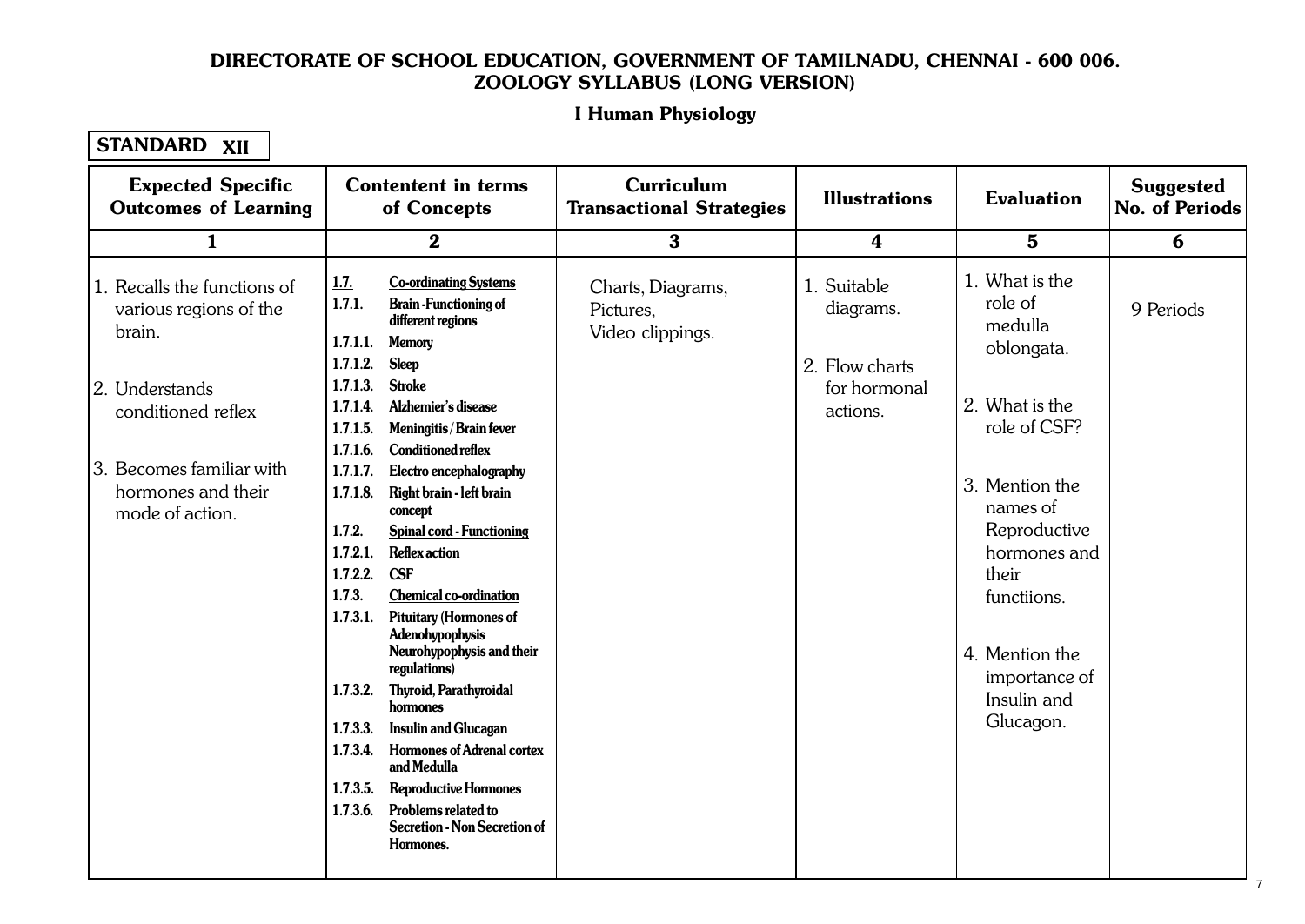**DIRECTORATE OF SCHOOL EDUCATION, GOVERNMENT OF TAMILNADU, CHENNAI - 600 006.**
**ZOOLOGY SYLLABUS (LONG VERSION)**

**I Human Physiology**

**STANDARD XII**

| Expected Specific Outcomes of Learning | Contentent in terms of Concepts | Curriculum Transactional Strategies | Illustrations | Evaluation | Suggested No. of Periods |
|---|---|---|---|---|---|
| 1 | 2 | 3 | 4 | 5 | 6 |
| 1. Recalls the functions of various regions of the brain.<br><br>2. Understands conditioned reflex<br><br>3. Becomes familiar with hormones and their mode of action. | **1.7. Co-ordinating Systems**<br>**1.7.1. Brain -Functioning of different regions**<br>**1.7.1.1. Memory**<br>**1.7.1.2. Sleep**<br>**1.7.1.3. Stroke**<br>**1.7.1.4. Alzhemier's disease**<br>**1.7.1.5. Meningitis / Brain fever**<br>**1.7.1.6. Conditioned reflex**<br>**1.7.1.7. Electro encephalography**<br>**1.7.1.8. Right brain - left brain concept**<br>**1.7.2. Spinal cord - Functioning**<br>**1.7.2.1. Reflex action**<br>**1.7.2.2. CSF**<br>**1.7.3. Chemical co-ordination**<br>**1.7.3.1. Pituitary (Hormones of Adenohypophysis Neurohypophysis and their regulations)**<br>**1.7.3.2. Thyroid, Parathyroidal hormones**<br>**1.7.3.3. Insulin and Glucagan**<br>**1.7.3.4. Hormones of Adrenal cortex and Medulla**<br>**1.7.3.5. Reproductive Hormones**<br>**1.7.3.6. Problems related to Secretion - Non Secretion of Hormones.** | Charts, Diagrams, Pictures, Video clippings. | 1. Suitable diagrams.<br><br>2. Flow charts for hormonal actions. | 1. What is the role of medulla oblongata.<br><br>2. What is the role of CSF?<br><br>3. Mention the names of Reproductive hormones and their functiions.<br><br>4. Mention the importance of Insulin and Glucagon. | 9 Periods |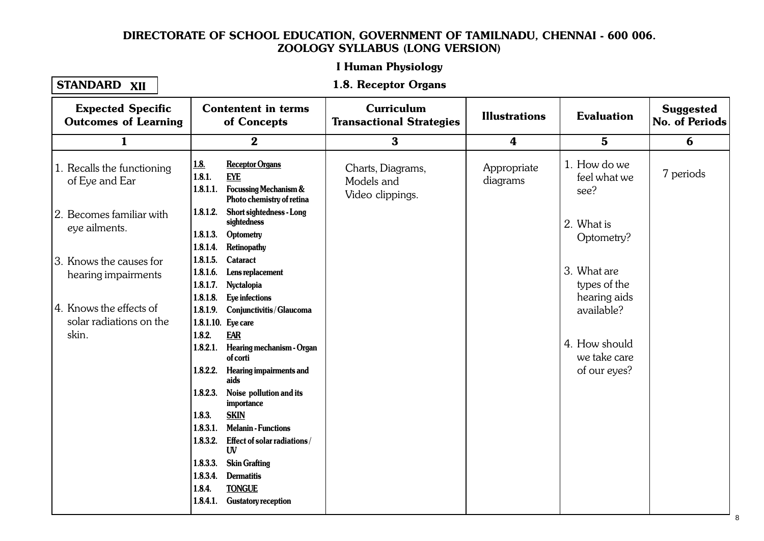# DIRECTORATE OF SCHOOL EDUCATION, GOVERNMENT OF TAMILNADU, CHENNAI - 600 006.
## ZOOLOGY SYLLABUS (LONG VERSION)

### I Human Physiology

**STANDARD XII**

### 1.8. Receptor Organs

| Expected Specific Outcomes of Learning | Contentent in terms of Concepts | Curriculum Transactional Strategies | Illustrations | Evaluation | Suggested No. of Periods |
|---|---|---|---|---|---|
| 1 | 2 | 3 | 4 | 5 | 6 |
| 1. Recalls the functioning of Eye and Ear<br><br>2. Becomes familiar with eye ailments.<br><br>3. Knows the causes for hearing impairments<br><br>4. Knows the effects of solar radiations on the skin. | **1.8. Receptor Organs**<br>**1.8.1. EYE**<br>**1.8.1.1. Focussing Mechanism & Photo chemistry of retina**<br>**1.8.1.2. Short sightedness - Long sightedness**<br>**1.8.1.3. Optometry**<br>**1.8.1.4. Retinopathy**<br>**1.8.1.5. Cataract**<br>**1.8.1.6. Lens replacement**<br>**1.8.1.7. Nyctalopia**<br>**1.8.1.8. Eye infections**<br>**1.8.1.9. Conjunctivitis / Glaucoma**<br>**1.8.1.10. Eye care**<br>**1.8.2. EAR**<br>**1.8.2.1. Hearing mechanism - Organ of corti**<br>**1.8.2.2. Hearing impairments and aids**<br>**1.8.2.3. Noise pollution and its importance**<br>**1.8.3. SKIN**<br>**1.8.3.1. Melanin - Functions**<br>**1.8.3.2. Effect of solar radiations / UV**<br>**1.8.3.3. Skin Grafting**<br>**1.8.3.4. Dermatitis**<br>**1.8.4. TONGUE**<br>**1.8.4.1. Gustatory reception** | Charts, Diagrams, Models and Video clippings. | Appropriate diagrams | 1. How do we feel what we see?<br><br>2. What is Optometry?<br><br>3. What are types of the hearing aids available?<br><br>4. How should we take care of our eyes? | 7 periods |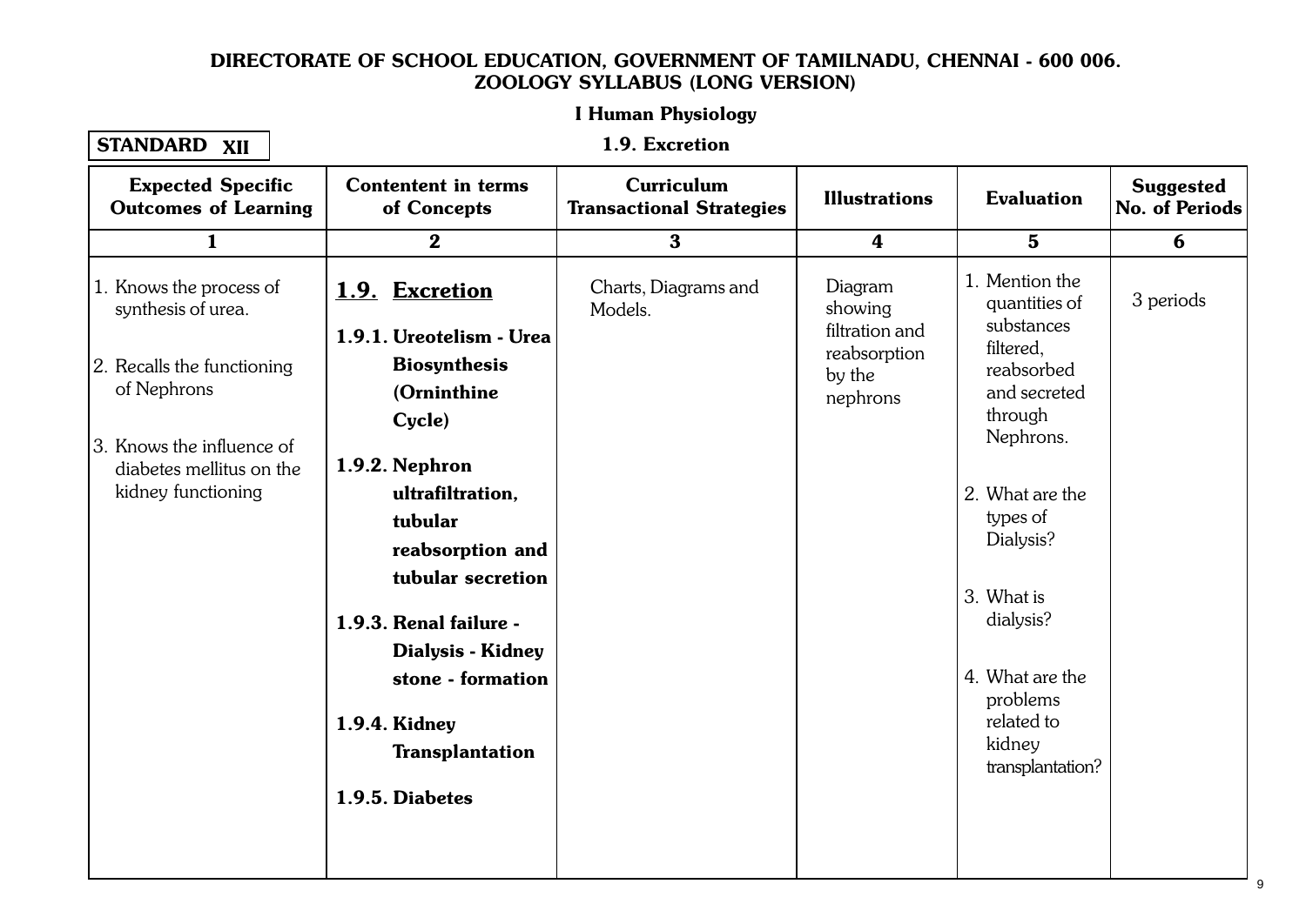# DIRECTORATE OF SCHOOL EDUCATION, GOVERNMENT OF TAMILNADU, CHENNAI - 600 006.
## ZOOLOGY SYLLABUS (LONG VERSION)

### I Human Physiology

**STANDARD XII**

### 1.9. Excretion

| Expected Specific Outcomes of Learning | Contentent in terms of Concepts | Curriculum Transactional Strategies | Illustrations | Evaluation | Suggested No. of Periods |
|---|---|---|---|---|---|
| 1 | 2 | 3 | 4 | 5 | 6 |
| 1. Knows the process of synthesis of urea.<br>2. Recalls the functioning of Nephrons<br>3. Knows the influence of diabetes mellitus on the kidney functioning | **1.9. Excretion**<br>**1.9.1. Ureotelism - Urea Biosynthesis (Orninthine Cycle)**<br>**1.9.2. Nephron ultrafiltration, tubular reabsorption and tubular secretion**<br>**1.9.3. Renal failure - Dialysis - Kidney stone - formation**<br>**1.9.4. Kidney Transplantation**<br>**1.9.5. Diabetes** | Charts, Diagrams and Models. | Diagram showing filtration and reabsorption by the nephrons | 1. Mention the quantities of substances filtered, reabsorbed and secreted through Nephrons.<br>2. What are the types of Dialysis?<br>3. What is dialysis?<br>4. What are the problems related to kidney transplantation? | 3 periods |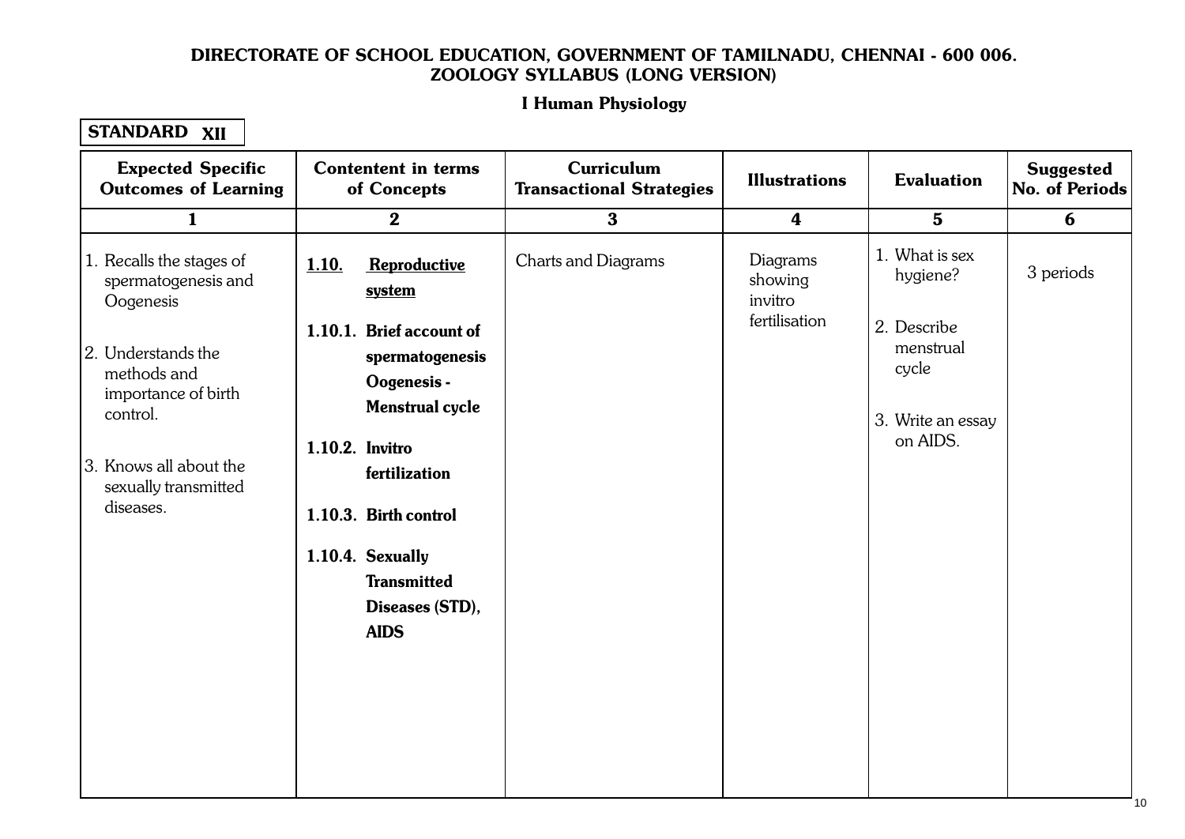**DIRECTORATE OF SCHOOL EDUCATION, GOVERNMENT OF TAMILNADU, CHENNAI - 600 006.**
**ZOOLOGY SYLLABUS (LONG VERSION)**

**I Human Physiology**

**STANDARD XII**

| Expected Specific Outcomes of Learning | Contentent in terms of Concepts | Curriculum Transactional Strategies | Illustrations | Evaluation | Suggested No. of Periods |
|---|---|---|---|---|---|
| 1 | 2 | 3 | 4 | 5 | 6 |
| 1. Recalls the stages of spermatogenesis and Oogenesis<br><br>2. Understands the methods and importance of birth control.<br><br>3. Knows all about the sexually transmitted diseases. | **1.10. Reproductive system**<br><br>**1.10.1. Brief account of spermatogenesis Oogenesis - Menstrual cycle**<br><br>**1.10.2. Invitro fertilization**<br><br>**1.10.3. Birth control**<br><br>**1.10.4. Sexually Transmitted Diseases (STD), AIDS** | Charts and Diagrams | Diagrams showing invitro fertilisation | 1. What is sex hygiene?<br><br>2. Describe menstrual cycle<br><br>3. Write an essay on AIDS. | 3 periods |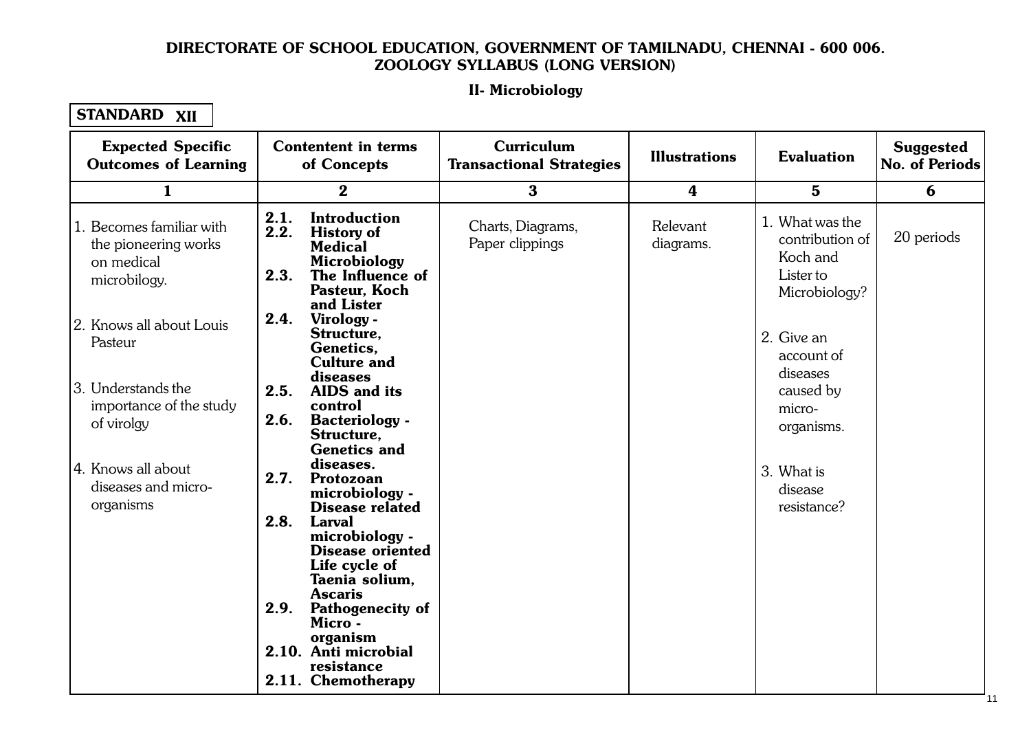**DIRECTORATE OF SCHOOL EDUCATION, GOVERNMENT OF TAMILNADU, CHENNAI - 600 006.**
**ZOOLOGY SYLLABUS (LONG VERSION)**

**II- Microbiology**

**STANDARD XII**

| Expected Specific Outcomes of Learning | Contentent in terms of Concepts | Curriculum Transactional Strategies | Illustrations | Evaluation | Suggested No. of Periods |
|---|---|---|---|---|---|
| 1 | 2 | 3 | 4 | 5 | 6 |
| 1. Becomes familiar with the pioneering works on medical microbilogy.<br><br>2. Knows all about Louis Pasteur<br><br>3. Understands the importance of the study of virolgy<br><br>4. Knows all about diseases and micro-organisms | **2.1. Introduction**<br>**2.2. History of Medical Microbiology**<br>**2.3. The Influence of Pasteur, Koch and Lister**<br>**2.4. Virology - Structure, Genetics, Culture and diseases**<br>**2.5. AIDS and its control**<br>**2.6. Bacteriology - Structure, Genetics and diseases.**<br>**2.7. Protozoan microbiology - Disease related**<br>**2.8. Larval microbiology - Disease oriented Life cycle of Taenia solium, Ascaris**<br>**2.9. Pathogenecity of Micro - organism**<br>**2.10. Anti microbial resistance**<br>**2.11. Chemotherapy** | Charts, Diagrams, Paper clippings | Relevant diagrams. | 1. What was the contribution of Koch and Lister to Microbiology?<br><br>2. Give an account of diseases caused by micro-organisms.<br><br>3. What is disease resistance? | 20 periods |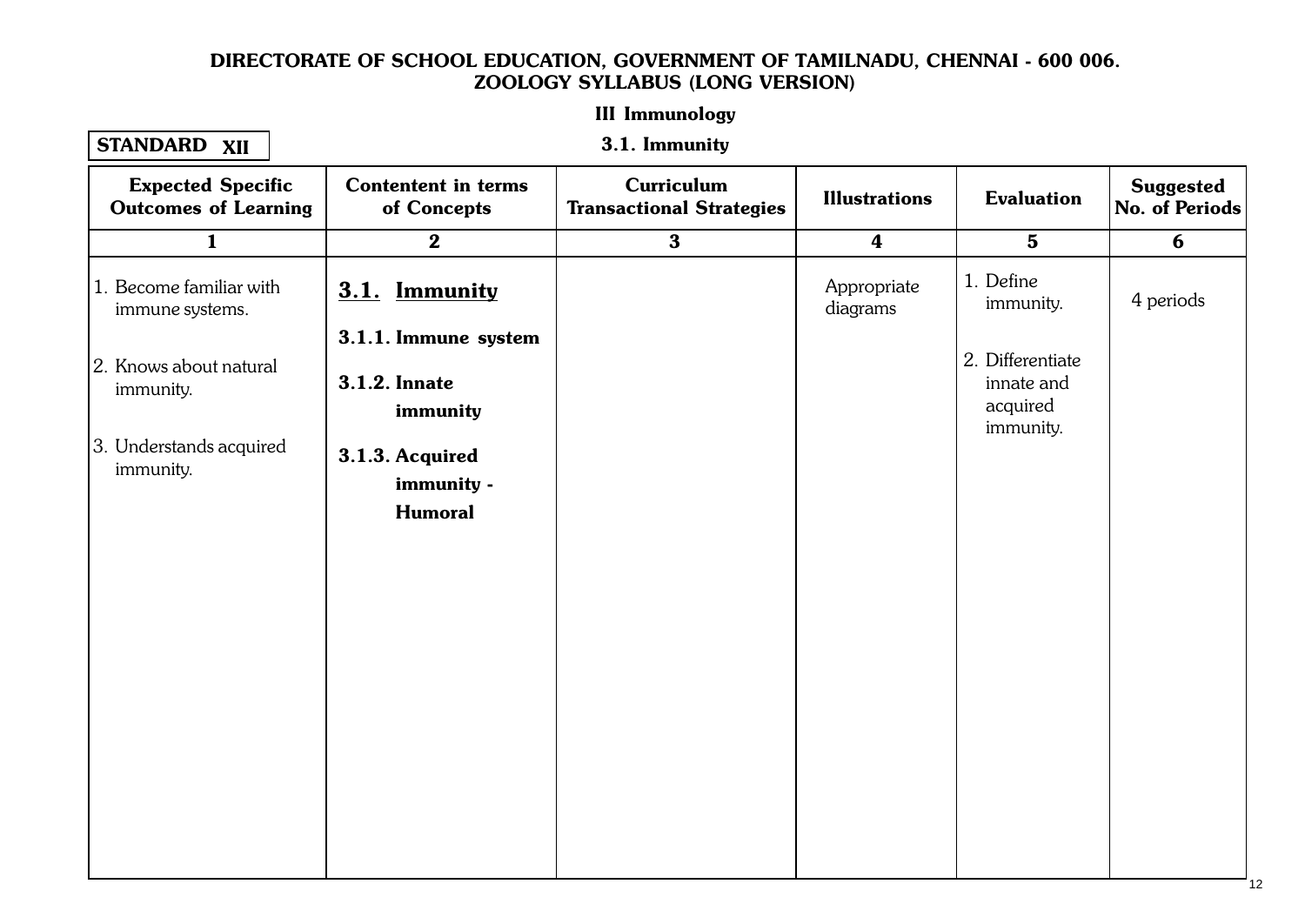# DIRECTORATE OF SCHOOL EDUCATION, GOVERNMENT OF TAMILNADU, CHENNAI - 600 006.
## ZOOLOGY SYLLABUS (LONG VERSION)

### III Immunology

**STANDARD XII**

### 3.1. Immunity

| Expected Specific Outcomes of Learning | Contentent in terms of Concepts | Curriculum Transactional Strategies | Illustrations | Evaluation | Suggested No. of Periods |
|---|---|---|---|---|---|
| 1 | 2 | 3 | 4 | 5 | 6 |
| 1. Become familiar with immune systems.<br><br>2. Knows about natural immunity.<br><br>3. Understands acquired immunity. | **3.1. Immunity**<br><br>**3.1.1. Immune system**<br><br>**3.1.2. Innate immunity**<br><br>**3.1.3. Acquired immunity - Humoral** | | Appropriate diagrams | 1. Define immunity.<br><br>2. Differentiate innate and acquired immunity. | 4 periods |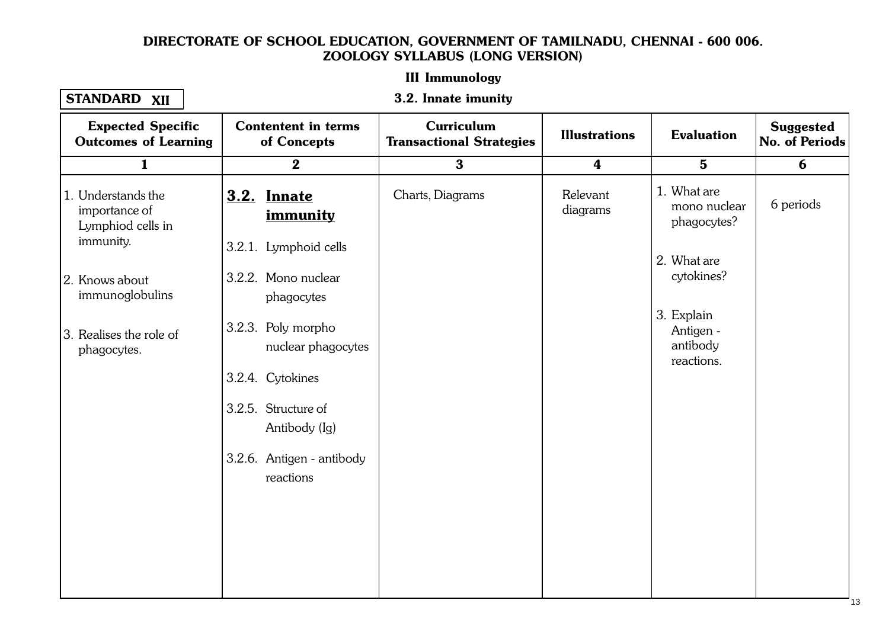**DIRECTORATE OF SCHOOL EDUCATION, GOVERNMENT OF TAMILNADU, CHENNAI - 600 006.**
**ZOOLOGY SYLLABUS (LONG VERSION)**

**III Immunology**

**STANDARD XII**

**3.2. Innate imunity**

| Expected Specific Outcomes of Learning | Contentent in terms of Concepts | Curriculum Transactional Strategies | Illustrations | Evaluation | Suggested No. of Periods |
|---|---|---|---|---|---|
| 1 | 2 | 3 | 4 | 5 | 6 |
| 1. Understands the importance of Lymphiod cells in immunity.<br><br>2. Knows about immunoglobulins<br><br>3. Realises the role of phagocytes. | **3.2. Innate immunity**<br><br>3.2.1. Lymphoid cells<br><br>3.2.2. Mono nuclear phagocytes<br><br>3.2.3. Poly morpho nuclear phagocytes<br><br>3.2.4. Cytokines<br><br>3.2.5. Structure of Antibody (Ig)<br><br>3.2.6. Antigen - antibody reactions | Charts, Diagrams | Relevant diagrams | 1. What are mono nuclear phagocytes?<br><br>2. What are cytokines?<br><br>3. Explain Antigen - antibody reactions. | 6 periods |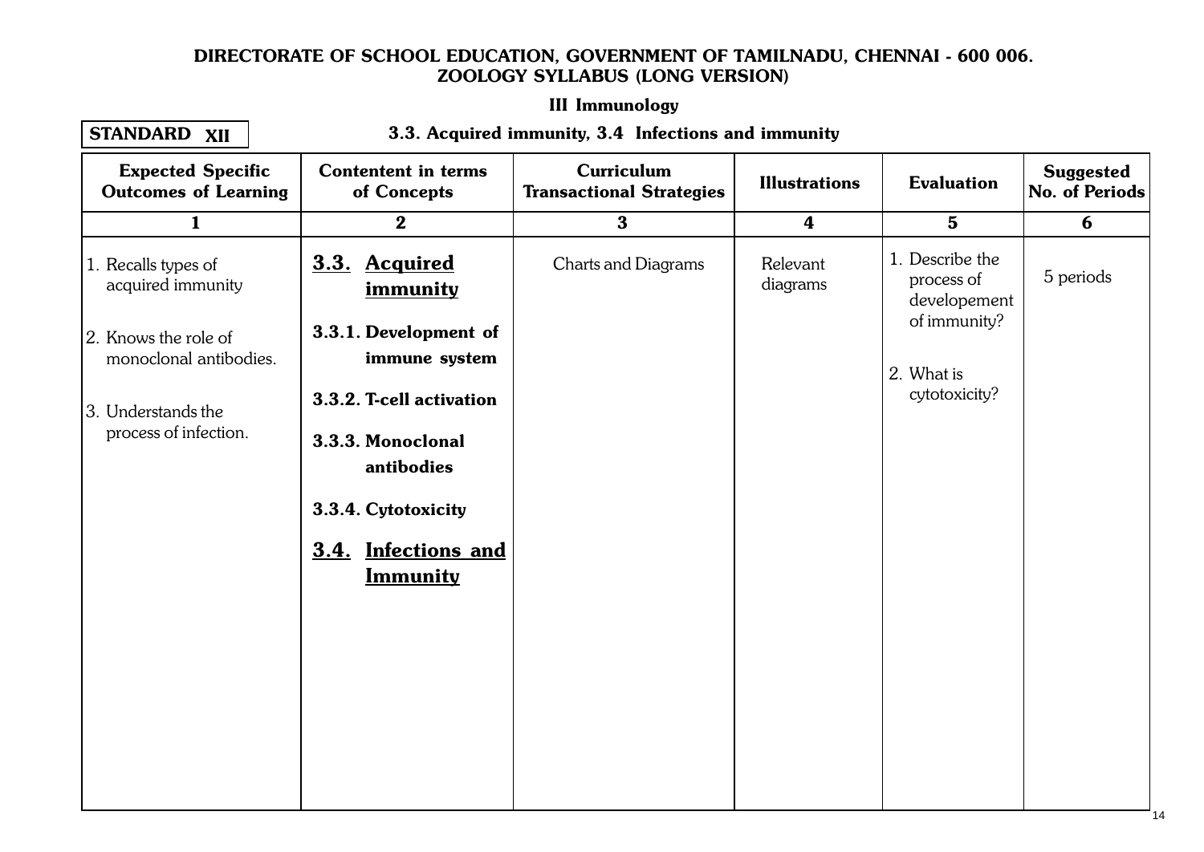**DIRECTORATE OF SCHOOL EDUCATION, GOVERNMENT OF TAMILNADU, CHENNAI - 600 006.**
**ZOOLOGY SYLLABUS (LONG VERSION)**

**III Immunology**

**STANDARD XII**

**3.3. Acquired immunity, 3.4 Infections and immunity**

| Expected Specific Outcomes of Learning | Contentent in terms of Concepts | Curriculum Transactional Strategies | Illustrations | Evaluation | Suggested No. of Periods |
|---|---|---|---|---|---|
| 1 | 2 | 3 | 4 | 5 | 6 |
| 1. Recalls types of acquired immunity<br>2. Knows the role of monoclonal antibodies.<br>3. Understands the process of infection. | **3.3. Acquired immunity**<br>**3.3.1. Development of immune system**<br>**3.3.2. T-cell activation**<br>**3.3.3. Monoclonal antibodies**<br>**3.3.4. Cytotoxicity**<br>**3.4. Infections and Immunity** | Charts and Diagrams | Relevant diagrams | 1. Describe the process of developement of immunity?<br>2. What is cytotoxicity? | 5 periods |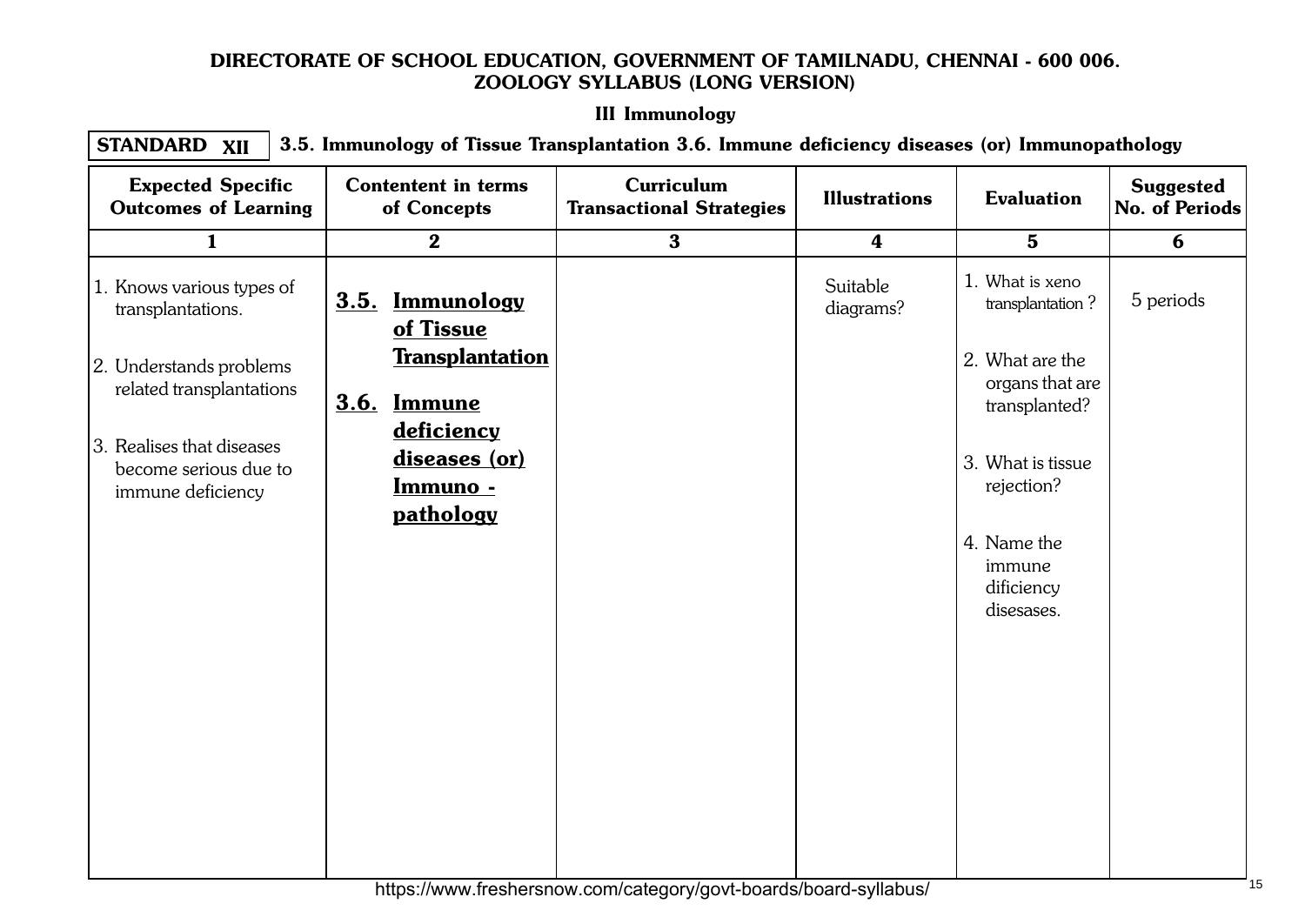**DIRECTORATE OF SCHOOL EDUCATION, GOVERNMENT OF TAMILNADU, CHENNAI - 600 006.**
**ZOOLOGY SYLLABUS (LONG VERSION)**

**III Immunology**

**STANDARD XII** | **3.5. Immunology of Tissue Transplantation 3.6. Immune deficiency diseases (or) Immunopathology**

| Expected Specific Outcomes of Learning | Contentent in terms of Concepts | Curriculum Transactional Strategies | Illustrations | Evaluation | Suggested No. of Periods |
|---|---|---|---|---|---|
| 1 | 2 | 3 | 4 | 5 | 6 |
| 1. Knows various types of transplantations.<br>2. Understands problems related transplantations<br>3. Realises that diseases become serious due to immune deficiency | **3.5. Immunology of Tissue Transplantation**<br>**3.6. Immune deficiency diseases (or) Immuno - pathology** | | Suitable diagrams? | 1. What is xeno transplantation ?<br>2. What are the organs that are transplanted?<br>3. What is tissue rejection?<br>4. Name the immune dificiency disesases. | 5 periods |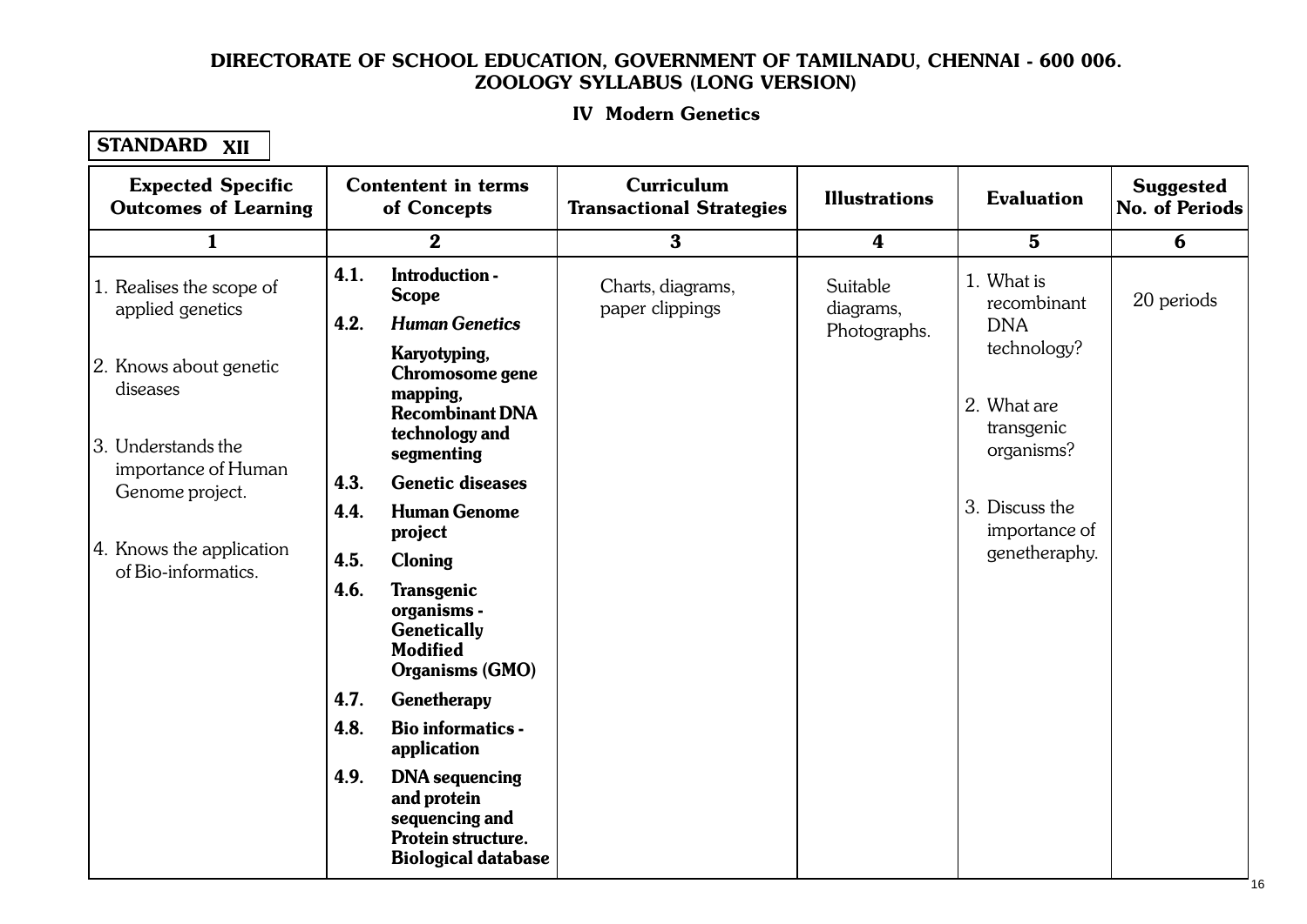# DIRECTORATE OF SCHOOL EDUCATION, GOVERNMENT OF TAMILNADU, CHENNAI - 600 006.
## ZOOLOGY SYLLABUS (LONG VERSION)

### IV Modern Genetics

**STANDARD XII**

| Expected Specific Outcomes of Learning | Contentent in terms of Concepts | Curriculum Transactional Strategies | Illustrations | Evaluation | Suggested No. of Periods |
|---|---|---|---|---|---|
| 1 | 2 | 3 | 4 | 5 | 6 |
| 1. Realises the scope of applied genetics<br><br>2. Knows about genetic diseases<br><br>3. Understands the importance of Human Genome project.<br><br>4. Knows the application of Bio-informatics. | **4.1. Introduction - Scope**<br>**4.2. *Human Genetics***<br>**Karyotyping, Chromosome gene mapping, Recombinant DNA technology and segmenting**<br>**4.3. Genetic diseases**<br>**4.4. Human Genome project**<br>**4.5. Cloning**<br>**4.6. Transgenic organisms - Genetically Modified Organisms (GMO)**<br>**4.7. Genetherapy**<br>**4.8. Bio informatics - application**<br>**4.9. DNA sequencing and protein sequencing and Protein structure. Biological database** | Charts, diagrams, paper clippings | Suitable diagrams, Photographs. | 1. What is recombinant DNA technology?<br><br>2. What are transgenic organisms?<br><br>3. Discuss the importance of genetheraphy. | 20 periods |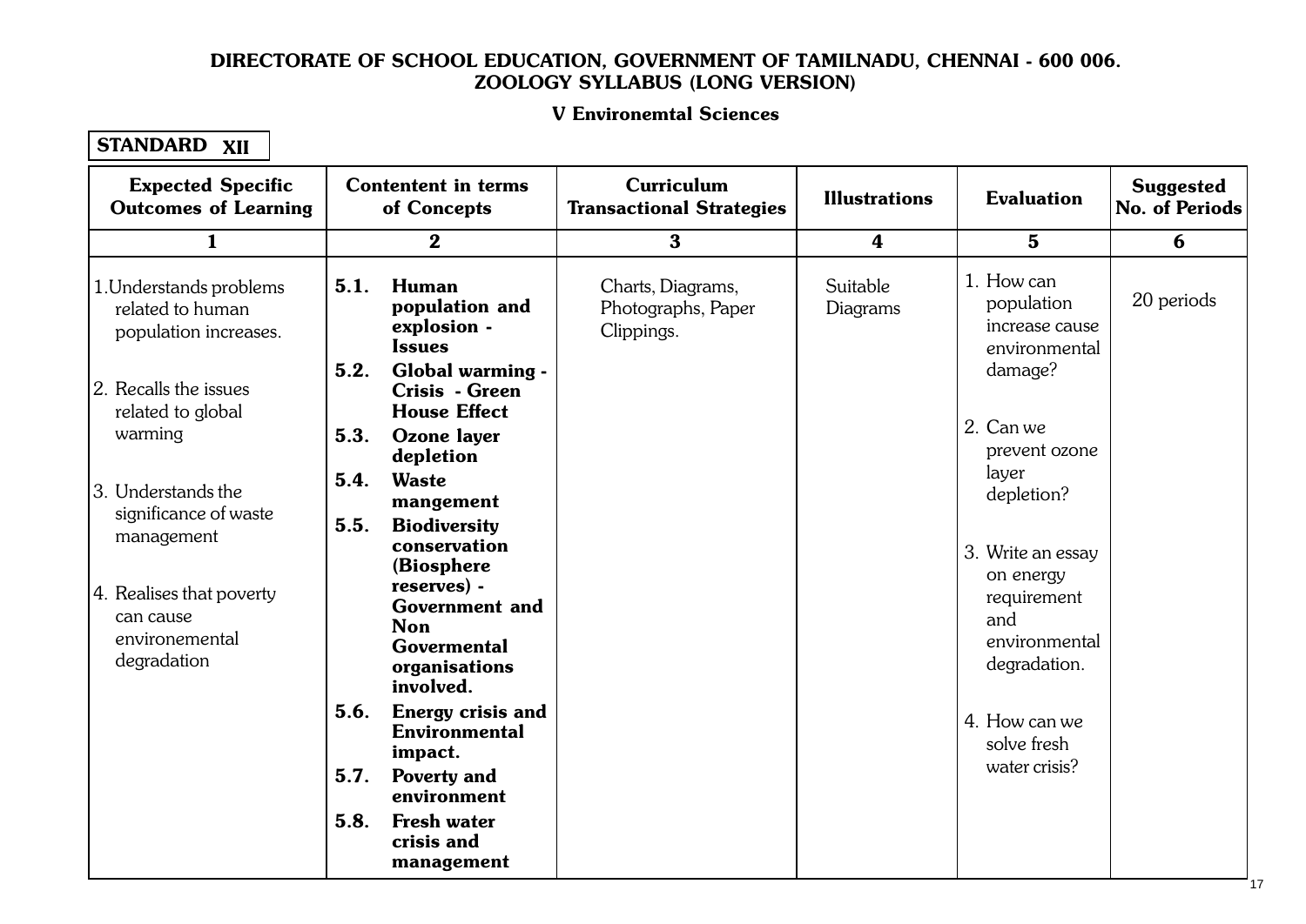# DIRECTORATE OF SCHOOL EDUCATION, GOVERNMENT OF TAMILNADU, CHENNAI - 600 006.

## ZOOLOGY SYLLABUS (LONG VERSION)

### V Environemtal Sciences

**STANDARD XII**

| Expected Specific Outcomes of Learning | Contentent in terms of Concepts | Curriculum Transactional Strategies | Illustrations | Evaluation | Suggested No. of Periods |
|---|---|---|---|---|---|
| 1 | 2 | 3 | 4 | 5 | 6 |
| 1.Understands problems related to human population increases.<br><br>2. Recalls the issues related to global warming<br><br>3. Understands the significance of waste management<br><br>4. Realises that poverty can cause environemental degradation | **5.1. Human population and explosion - Issues**<br>**5.2. Global warming - Crisis - Green House Effect**<br>**5.3. Ozone layer depletion**<br>**5.4. Waste mangement**<br>**5.5. Biodiversity conservation (Biosphere reserves) - Government and Non Govermental organisations involved.**<br>**5.6. Energy crisis and Environmental impact.**<br>**5.7. Poverty and environment**<br>**5.8. Fresh water crisis and management** | Charts, Diagrams, Photographs, Paper Clippings. | Suitable Diagrams | 1. How can population increase cause environmental damage?<br><br>2. Can we prevent ozone layer depletion?<br><br>3. Write an essay on energy requirement and environmental degradation.<br><br>4. How can we solve fresh water crisis? | 20 periods |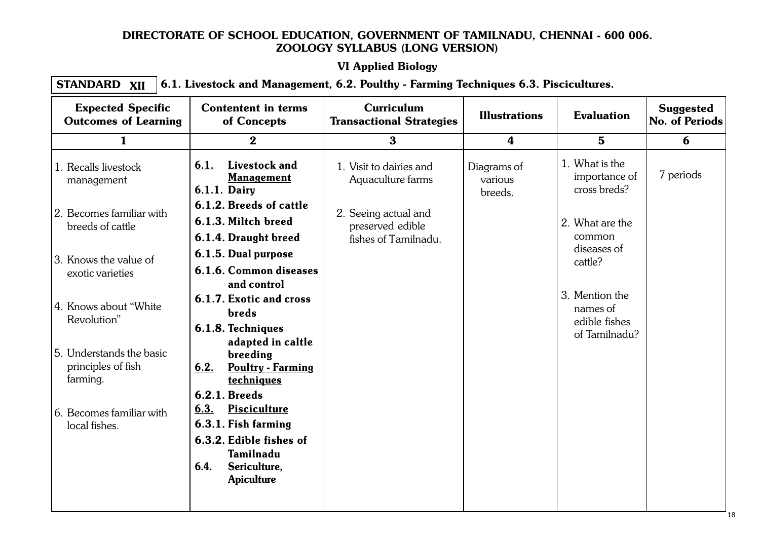**DIRECTORATE OF SCHOOL EDUCATION, GOVERNMENT OF TAMILNADU, CHENNAI - 600 006.**
**ZOOLOGY SYLLABUS (LONG VERSION)**

**VI Applied Biology**

**STANDARD XII** | **6.1. Livestock and Management, 6.2. Poulthy - Farming Techniques 6.3. Piscicultures.**

| Expected Specific Outcomes of Learning | Contentent in terms of Concepts | Curriculum Transactional Strategies | Illustrations | Evaluation | Suggested No. of Periods |
|---|---|---|---|---|---|
| 1 | 2 | 3 | 4 | 5 | 6 |
| 1. Recalls livestock management<br><br>2. Becomes familiar with breeds of cattle<br><br>3. Knows the value of exotic varieties<br><br>4. Knows about "White Revolution"<br><br>5. Understands the basic principles of fish farming.<br><br>6. Becomes familiar with local fishes. | **6.1. Livestock and Management**<br>**6.1.1. Dairy**<br>**6.1.2. Breeds of cattle**<br>**6.1.3. Miltch breed**<br>**6.1.4. Draught breed**<br>**6.1.5. Dual purpose**<br>**6.1.6. Common diseases and control**<br>**6.1.7. Exotic and cross breds**<br>**6.1.8. Techniques adapted in caltle breeding**<br>**6.2. Poultry - Farming techniques**<br>**6.2.1. Breeds**<br>**6.3. Pisciculture**<br>**6.3.1. Fish farming**<br>**6.3.2. Edible fishes of Tamilnadu**<br>**6.4. Sericulture, Apiculture** | 1. Visit to dairies and Aquaculture farms<br><br>2. Seeing actual and preserved edible fishes of Tamilnadu. | Diagrams of various breeds. | 1. What is the importance of cross breds?<br><br>2. What are the common diseases of cattle?<br><br>3. Mention the names of edible fishes of Tamilnadu? | 7 periods |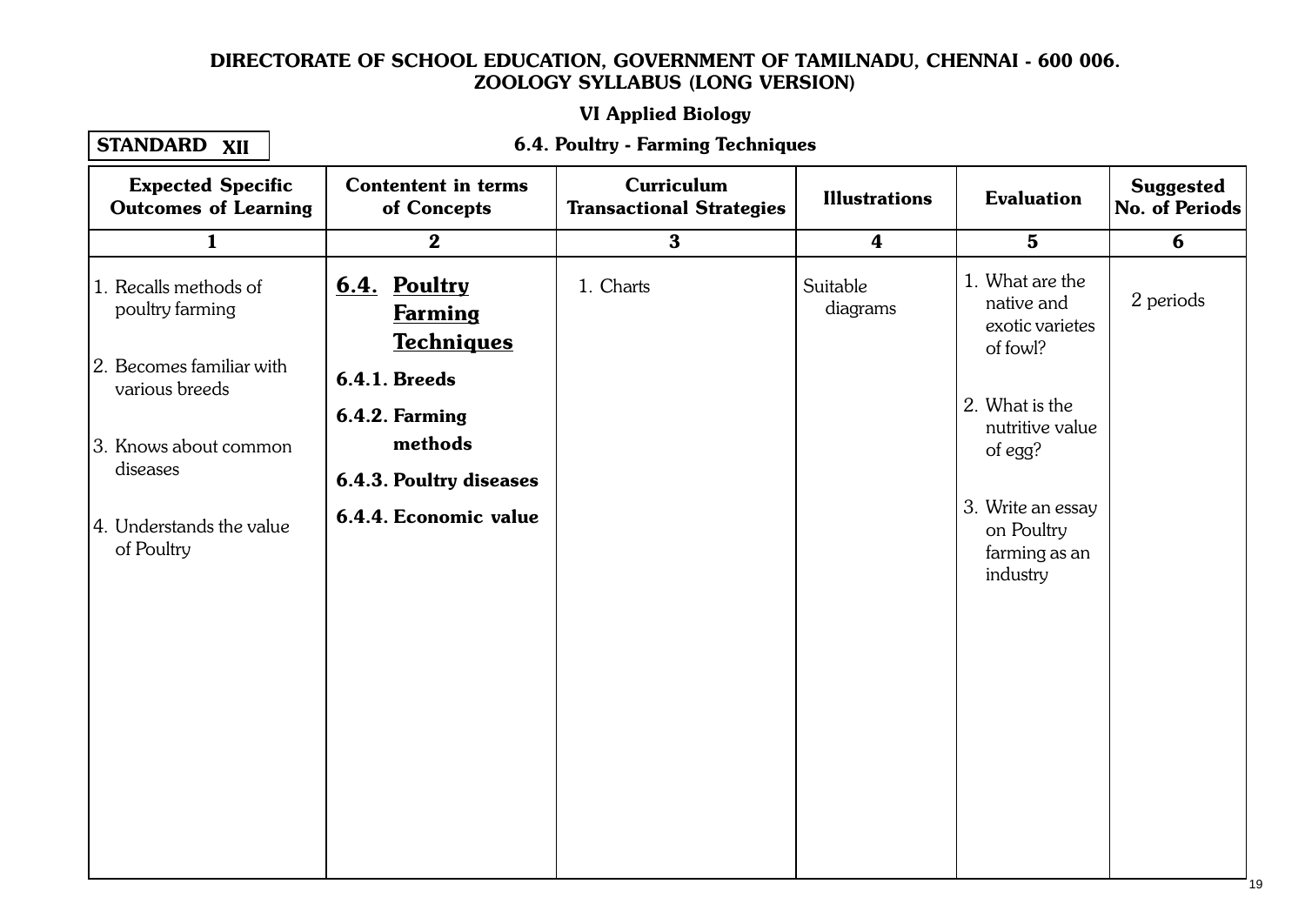**DIRECTORATE OF SCHOOL EDUCATION, GOVERNMENT OF TAMILNADU, CHENNAI - 600 006.**
**ZOOLOGY SYLLABUS (LONG VERSION)**

**VI Applied Biology**

**STANDARD XII**

**6.4. Poultry - Farming Techniques**

| Expected Specific Outcomes of Learning | Contentent in terms of Concepts | Curriculum Transactional Strategies | Illustrations | Evaluation | Suggested No. of Periods |
|---|---|---|---|---|---|
| 1 | 2 | 3 | 4 | 5 | 6 |
| 1. Recalls methods of poultry farming<br>2. Becomes familiar with various breeds<br>3. Knows about common diseases<br>4. Understands the value of Poultry | **6.4. Poultry Farming Techniques**<br>**6.4.1. Breeds**<br>**6.4.2. Farming methods**<br>**6.4.3. Poultry diseases**<br>**6.4.4. Economic value** | 1. Charts | Suitable diagrams | 1. What are the native and exotic varietes of fowl?<br>2. What is the nutritive value of egg?<br>3. Write an essay on Poultry farming as an industry | 2 periods |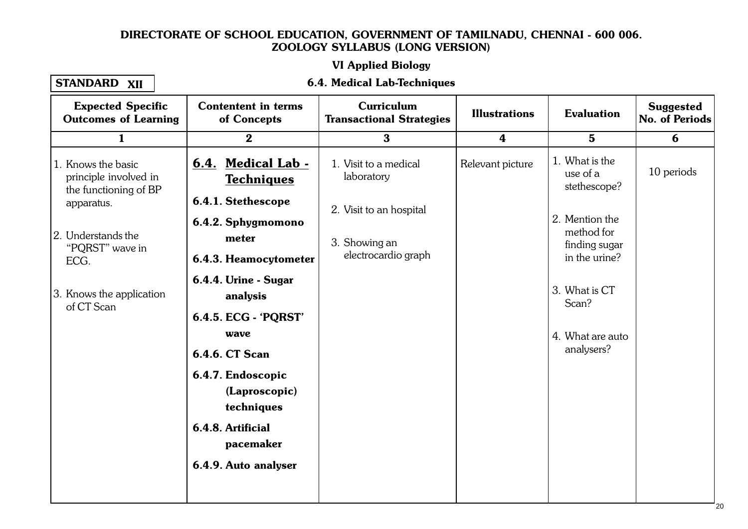**DIRECTORATE OF SCHOOL EDUCATION, GOVERNMENT OF TAMILNADU, CHENNAI - 600 006.**
**ZOOLOGY SYLLABUS (LONG VERSION)**

**VI Applied Biology**

**STANDARD XII**

**6.4. Medical Lab-Techniques**

| Expected Specific Outcomes of Learning | Contentent in terms of Concepts | Curriculum Transactional Strategies | Illustrations | Evaluation | Suggested No. of Periods |
|---|---|---|---|---|---|
| 1 | 2 | 3 | 4 | 5 | 6 |
| 1. Knows the basic principle involved in the functioning of BP apparatus.<br><br>2. Understands the "PQRST" wave in ECG.<br><br>3. Knows the application of CT Scan | **6.4. Medical Lab - Techniques**<br>**6.4.1. Stethescope**<br>**6.4.2. Sphygmomono meter**<br>**6.4.3. Heamocytometer**<br>**6.4.4. Urine - Sugar analysis**<br>**6.4.5. ECG - 'PQRST' wave**<br>**6.4.6. CT Scan**<br>**6.4.7. Endoscopic (Laproscopic) techniques**<br>**6.4.8. Artificial pacemaker**<br>**6.4.9. Auto analyser** | 1. Visit to a medical laboratory<br><br>2. Visit to an hospital<br><br>3. Showing an electrocardio graph | Relevant picture | 1. What is the use of a stethescope?<br><br>2. Mention the method for finding sugar in the urine?<br><br>3. What is CT Scan?<br><br>4. What are auto analysers? | 10 periods |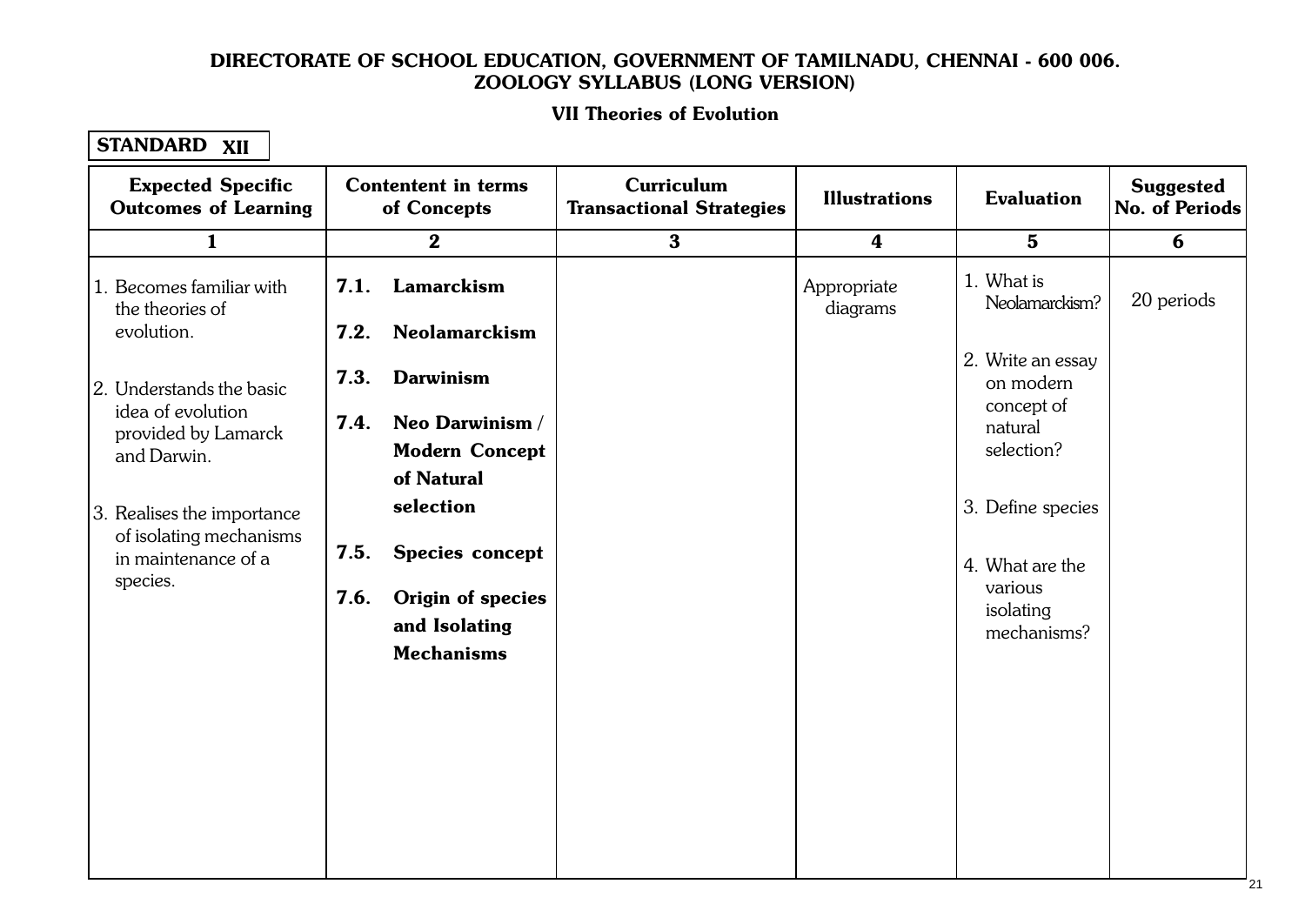# DIRECTORATE OF SCHOOL EDUCATION, GOVERNMENT OF TAMILNADU, CHENNAI - 600 006.
## ZOOLOGY SYLLABUS (LONG VERSION)

### VII Theories of Evolution

**STANDARD XII**

| Expected Specific Outcomes of Learning | Contentent in terms of Concepts | Curriculum Transactional Strategies | Illustrations | Evaluation | Suggested No. of Periods |
|---|---|---|---|---|---|
| 1 | 2 | 3 | 4 | 5 | 6 |
| 1. Becomes familiar with the theories of evolution.<br><br>2. Understands the basic idea of evolution provided by Lamarck and Darwin.<br><br>3. Realises the importance of isolating mechanisms in maintenance of a species. | **7.1. Lamarckism**<br><br>**7.2. Neolamarckism**<br><br>**7.3. Darwinism**<br><br>**7.4. Neo Darwinism / Modern Concept of Natural selection**<br><br>**7.5. Species concept**<br><br>**7.6. Origin of species and Isolating Mechanisms** | | Appropriate diagrams | 1. What is Neolamarckism?<br><br>2. Write an essay on modern concept of natural selection?<br><br>3. Define species<br><br>4. What are the various isolating mechanisms? | 20 periods |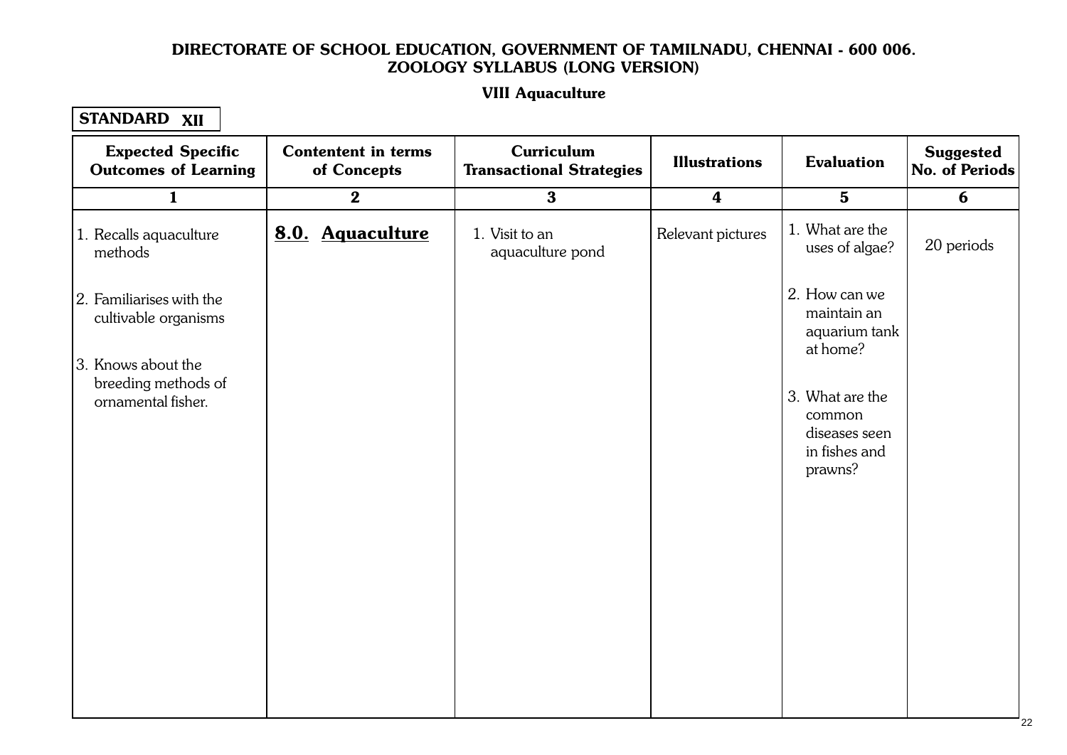# DIRECTORATE OF SCHOOL EDUCATION, GOVERNMENT OF TAMILNADU, CHENNAI - 600 006.

## ZOOLOGY SYLLABUS (LONG VERSION)

### VIII Aquaculture

**STANDARD XII**

| Expected Specific Outcomes of Learning | Contentent in terms of Concepts | Curriculum Transactional Strategies | Illustrations | Evaluation | Suggested No. of Periods |
|---|---|---|---|---|---|
| 1 | 2 | 3 | 4 | 5 | 6 |
| 1. Recalls aquaculture methods<br>2. Familiarises with the cultivable organisms<br>3. Knows about the breeding methods of ornamental fisher. | **8.0. Aquaculture** | 1. Visit to an aquaculture pond | Relevant pictures | 1. What are the uses of algae?<br>2. How can we maintain an aquarium tank at home?<br>3. What are the common diseases seen in fishes and prawns? | 20 periods |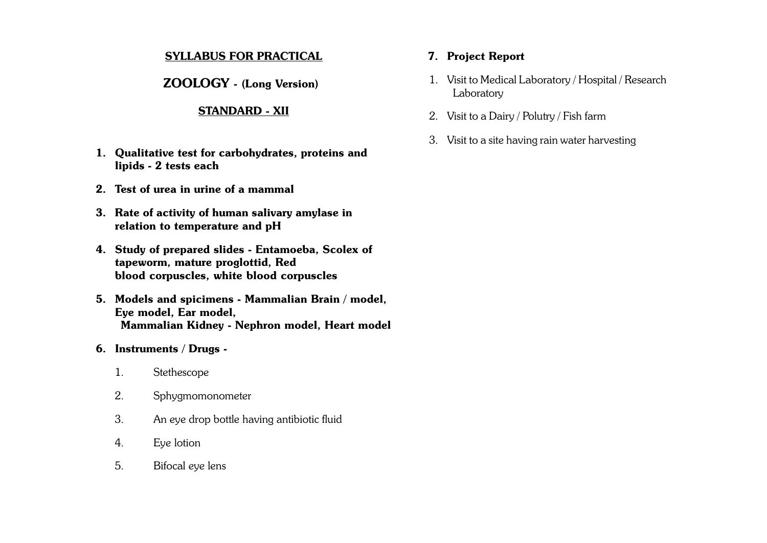## SYLLABUS FOR PRACTICAL

## ZOOLOGY - (Long Version)

### STANDARD - XII

1. **Qualitative test for carbohydrates, proteins and lipids - 2 tests each**
2. **Test of urea in urine of a mammal**
3. **Rate of activity of human salivary amylase in relation to temperature and pH**
4. **Study of prepared slides - Entamoeba, Scolex of tapeworm, mature proglottid, Red blood corpuscles, white blood corpuscles**
5. **Models and spicimens - Mammalian Brain / model, Eye model, Ear model, Mammalian Kidney - Nephron model, Heart model**
6. **Instruments / Drugs -**
   1. Stethescope
   2. Sphygmomonometer
   3. An eye drop bottle having antibiotic fluid
   4. Eye lotion
   5. Bifocal eye lens
7. **Project Report**
   1. Visit to Medical Laboratory / Hospital / Research Laboratory
   2. Visit to a Dairy / Polutry / Fish farm
   3. Visit to a site having rain water harvesting